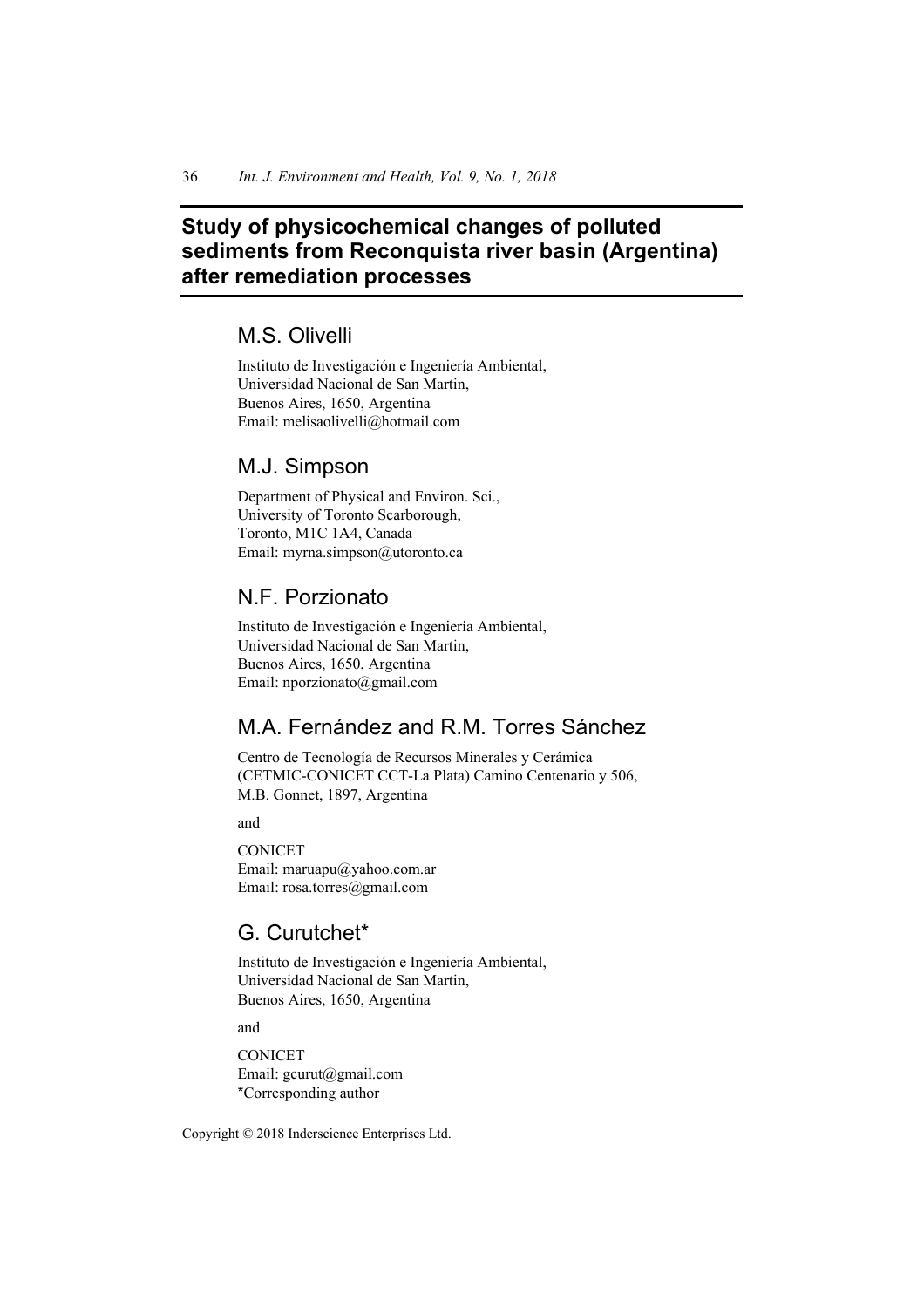# Study of physicochemical changes of polluted sediments from Reconquista river basin (Argentina) after remediation processes

## M.S. Olivelli

Instituto de Investigación e Ingeniería Ambiental,
Universidad Nacional de San Martin,
Buenos Aires, 1650, Argentina
Email: melisaolivelli@hotmail.com

## M.J. Simpson

Department of Physical and Environ. Sci.,
University of Toronto Scarborough,
Toronto, M1C 1A4, Canada
Email: myrna.simpson@utoronto.ca

## N.F. Porzionato

Instituto de Investigación e Ingeniería Ambiental,
Universidad Nacional de San Martin,
Buenos Aires, 1650, Argentina
Email: nporzionato@gmail.com

## M.A. Fernández and R.M. Torres Sánchez

Centro de Tecnología de Recursos Minerales y Cerámica
(CETMIC-CONICET CCT-La Plata) Camino Centenario y 506,
M.B. Gonnet, 1897, Argentina

and

CONICET
Email: maruapu@yahoo.com.ar
Email: rosa.torres@gmail.com

## G. Curutchet*

Instituto de Investigación e Ingeniería Ambiental,
Universidad Nacional de San Martin,
Buenos Aires, 1650, Argentina

and

CONICET
Email: gcurut@gmail.com
*Corresponding author

Copyright © 2018 Inderscience Enterprises Ltd.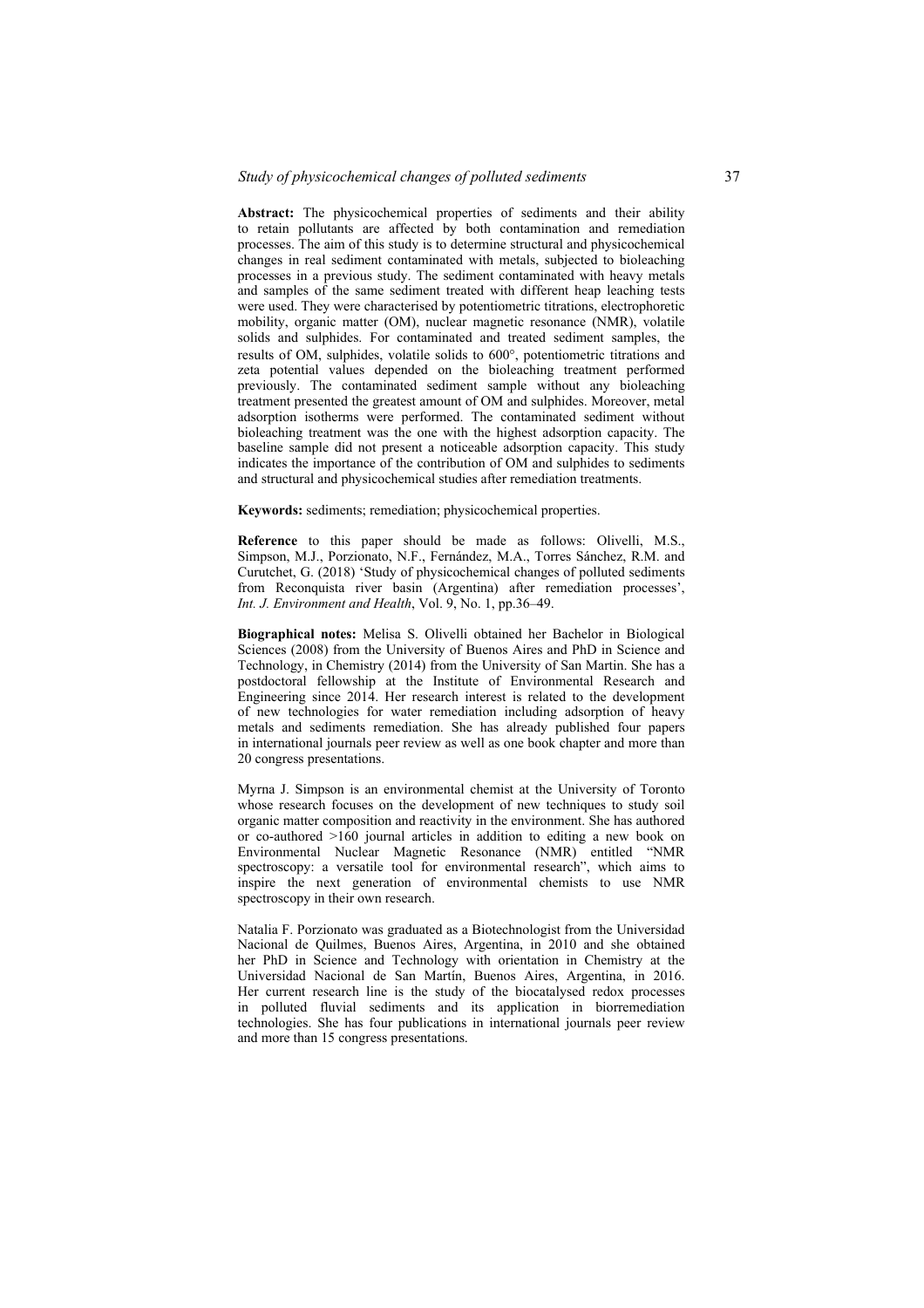**Abstract:** The physicochemical properties of sediments and their ability to retain pollutants are affected by both contamination and remediation processes. The aim of this study is to determine structural and physicochemical changes in real sediment contaminated with metals, subjected to bioleaching processes in a previous study. The sediment contaminated with heavy metals and samples of the same sediment treated with different heap leaching tests were used. They were characterised by potentiometric titrations, electrophoretic mobility, organic matter (OM), nuclear magnetic resonance (NMR), volatile solids and sulphides. For contaminated and treated sediment samples, the results of OM, sulphides, volatile solids to 600°, potentiometric titrations and zeta potential values depended on the bioleaching treatment performed previously. The contaminated sediment sample without any bioleaching treatment presented the greatest amount of OM and sulphides. Moreover, metal adsorption isotherms were performed. The contaminated sediment without bioleaching treatment was the one with the highest adsorption capacity. The baseline sample did not present a noticeable adsorption capacity. This study indicates the importance of the contribution of OM and sulphides to sediments and structural and physicochemical studies after remediation treatments.

**Keywords:** sediments; remediation; physicochemical properties.

**Reference** to this paper should be made as follows: Olivelli, M.S., Simpson, M.J., Porzionato, N.F., Fernández, M.A., Torres Sánchez, R.M. and Curutchet, G. (2018) 'Study of physicochemical changes of polluted sediments from Reconquista river basin (Argentina) after remediation processes', *Int. J. Environment and Health*, Vol. 9, No. 1, pp.36–49.

**Biographical notes:** Melisa S. Olivelli obtained her Bachelor in Biological Sciences (2008) from the University of Buenos Aires and PhD in Science and Technology, in Chemistry (2014) from the University of San Martin. She has a postdoctoral fellowship at the Institute of Environmental Research and Engineering since 2014. Her research interest is related to the development of new technologies for water remediation including adsorption of heavy metals and sediments remediation. She has already published four papers in international journals peer review as well as one book chapter and more than 20 congress presentations.

Myrna J. Simpson is an environmental chemist at the University of Toronto whose research focuses on the development of new techniques to study soil organic matter composition and reactivity in the environment. She has authored or co-authored >160 journal articles in addition to editing a new book on Environmental Nuclear Magnetic Resonance (NMR) entitled "NMR spectroscopy: a versatile tool for environmental research", which aims to inspire the next generation of environmental chemists to use NMR spectroscopy in their own research.

Natalia F. Porzionato was graduated as a Biotechnologist from the Universidad Nacional de Quilmes, Buenos Aires, Argentina, in 2010 and she obtained her PhD in Science and Technology with orientation in Chemistry at the Universidad Nacional de San Martín, Buenos Aires, Argentina, in 2016. Her current research line is the study of the biocatalysed redox processes in polluted fluvial sediments and its application in biorremediation technologies. She has four publications in international journals peer review and more than 15 congress presentations.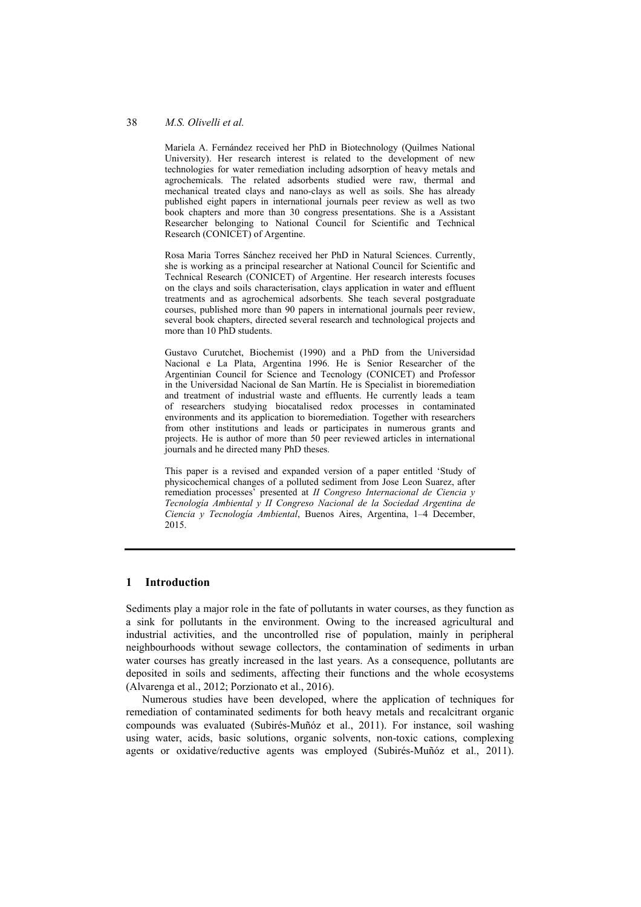Mariela A. Fernández received her PhD in Biotechnology (Quilmes National University). Her research interest is related to the development of new technologies for water remediation including adsorption of heavy metals and agrochemicals. The related adsorbents studied were raw, thermal and mechanical treated clays and nano-clays as well as soils. She has already published eight papers in international journals peer review as well as two book chapters and more than 30 congress presentations. She is a Assistant Researcher belonging to National Council for Scientific and Technical Research (CONICET) of Argentine.

Rosa Maria Torres Sánchez received her PhD in Natural Sciences. Currently, she is working as a principal researcher at National Council for Scientific and Technical Research (CONICET) of Argentine. Her research interests focuses on the clays and soils characterisation, clays application in water and effluent treatments and as agrochemical adsorbents. She teach several postgraduate courses, published more than 90 papers in international journals peer review, several book chapters, directed several research and technological projects and more than 10 PhD students.

Gustavo Curutchet, Biochemist (1990) and a PhD from the Universidad Nacional e La Plata, Argentina 1996. He is Senior Researcher of the Argentinian Council for Science and Tecnology (CONICET) and Professor in the Universidad Nacional de San Martín. He is Specialist in bioremediation and treatment of industrial waste and effluents. He currently leads a team of researchers studying biocatalised redox processes in contaminated environments and its application to bioremediation. Together with researchers from other institutions and leads or participates in numerous grants and projects. He is author of more than 50 peer reviewed articles in international journals and he directed many PhD theses.

This paper is a revised and expanded version of a paper entitled 'Study of physicochemical changes of a polluted sediment from Jose Leon Suarez, after remediation processes' presented at *II Congreso Internacional de Ciencia y Tecnología Ambiental y II Congreso Nacional de la Sociedad Argentina de Ciencia y Tecnología Ambiental*, Buenos Aires, Argentina, 1–4 December, 2015.

## 1 Introduction

Sediments play a major role in the fate of pollutants in water courses, as they function as a sink for pollutants in the environment. Owing to the increased agricultural and industrial activities, and the uncontrolled rise of population, mainly in peripheral neighbourhoods without sewage collectors, the contamination of sediments in urban water courses has greatly increased in the last years. As a consequence, pollutants are deposited in soils and sediments, affecting their functions and the whole ecosystems (Alvarenga et al., 2012; Porzionato et al., 2016).

Numerous studies have been developed, where the application of techniques for remediation of contaminated sediments for both heavy metals and recalcitrant organic compounds was evaluated (Subirés-Muñóz et al., 2011). For instance, soil washing using water, acids, basic solutions, organic solvents, non-toxic cations, complexing agents or oxidative/reductive agents was employed (Subirés-Muñóz et al., 2011).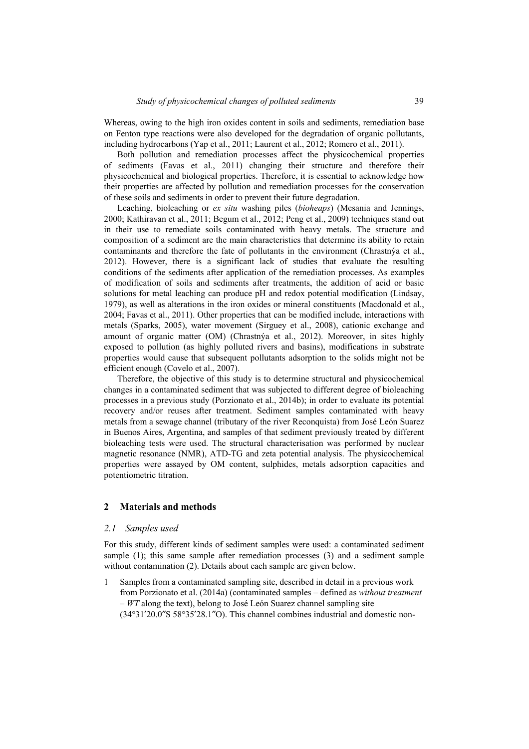Whereas, owing to the high iron oxides content in soils and sediments, remediation base on Fenton type reactions were also developed for the degradation of organic pollutants, including hydrocarbons (Yap et al., 2011; Laurent et al., 2012; Romero et al., 2011).

Both pollution and remediation processes affect the physicochemical properties of sediments (Favas et al., 2011) changing their structure and therefore their physicochemical and biological properties. Therefore, it is essential to acknowledge how their properties are affected by pollution and remediation processes for the conservation of these soils and sediments in order to prevent their future degradation.

Leaching, bioleaching or *ex situ* washing piles (*bioheaps*) (Mesania and Jennings, 2000; Kathiravan et al., 2011; Begum et al., 2012; Peng et al., 2009) techniques stand out in their use to remediate soils contaminated with heavy metals. The structure and composition of a sediment are the main characteristics that determine its ability to retain contaminants and therefore the fate of pollutants in the environment (Chrastnýa et al., 2012). However, there is a significant lack of studies that evaluate the resulting conditions of the sediments after application of the remediation processes. As examples of modification of soils and sediments after treatments, the addition of acid or basic solutions for metal leaching can produce pH and redox potential modification (Lindsay, 1979), as well as alterations in the iron oxides or mineral constituents (Macdonald et al., 2004; Favas et al., 2011). Other properties that can be modified include, interactions with metals (Sparks, 2005), water movement (Sirguey et al., 2008), cationic exchange and amount of organic matter (OM) (Chrastnýa et al., 2012). Moreover, in sites highly exposed to pollution (as highly polluted rivers and basins), modifications in substrate properties would cause that subsequent pollutants adsorption to the solids might not be efficient enough (Covelo et al., 2007).

Therefore, the objective of this study is to determine structural and physicochemical changes in a contaminated sediment that was subjected to different degree of bioleaching processes in a previous study (Porzionato et al., 2014b); in order to evaluate its potential recovery and/or reuses after treatment. Sediment samples contaminated with heavy metals from a sewage channel (tributary of the river Reconquista) from José León Suarez in Buenos Aires, Argentina, and samples of that sediment previously treated by different bioleaching tests were used. The structural characterisation was performed by nuclear magnetic resonance (NMR), ATD-TG and zeta potential analysis. The physicochemical properties were assayed by OM content, sulphides, metals adsorption capacities and potentiometric titration.

## 2 Materials and methods

### 2.1 Samples used

For this study, different kinds of sediment samples were used: a contaminated sediment sample (1); this same sample after remediation processes (3) and a sediment sample without contamination (2). Details about each sample are given below.

1 Samples from a contaminated sampling site, described in detail in a previous work from Porzionato et al. (2014a) (contaminated samples – defined as *without treatment – WT* along the text), belong to José León Suarez channel sampling site (34°31′20.0″S 58°35′28.1″O). This channel combines industrial and domestic non-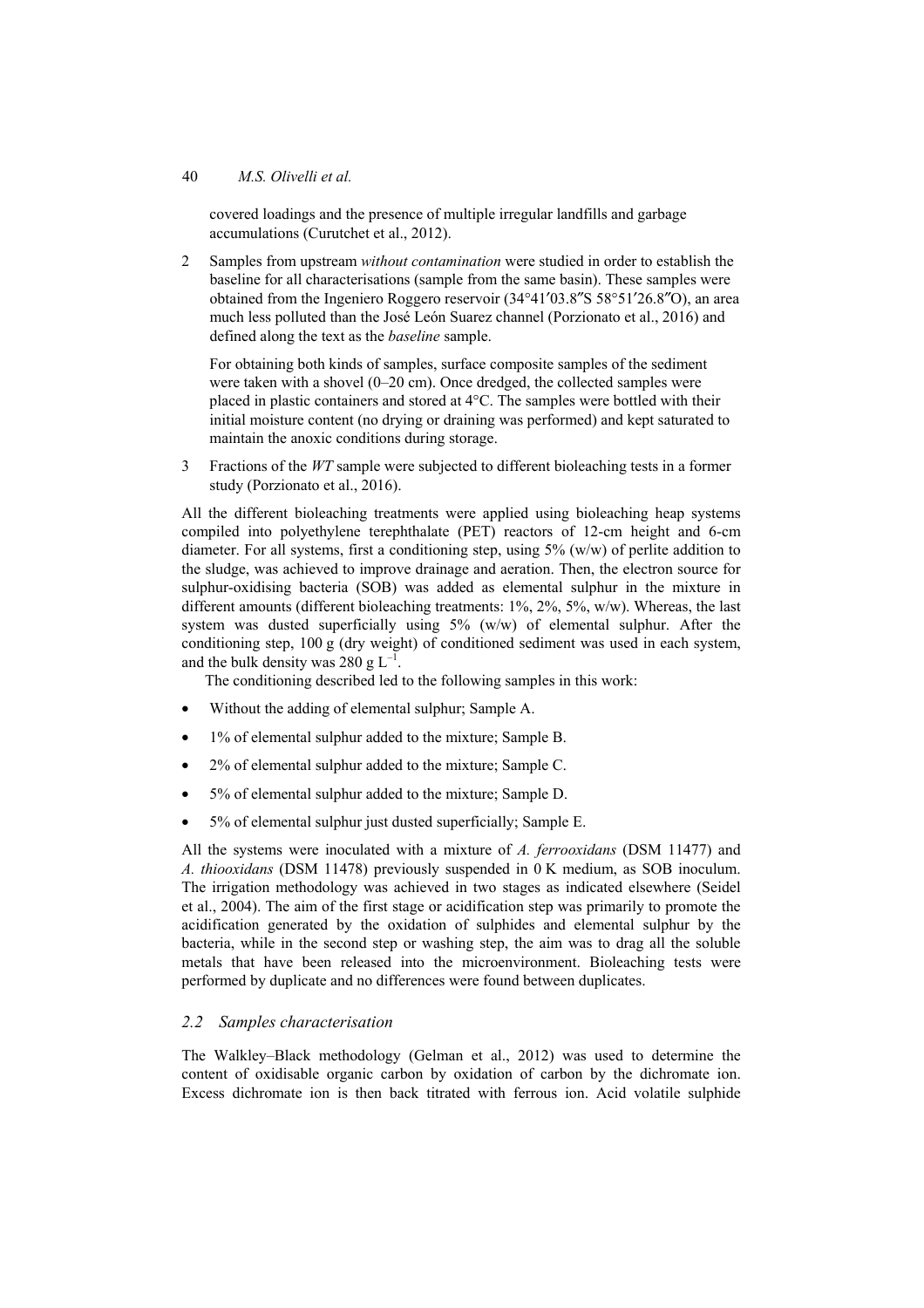covered loadings and the presence of multiple irregular landfills and garbage accumulations (Curutchet et al., 2012).

2 Samples from upstream *without contamination* were studied in order to establish the baseline for all characterisations (sample from the same basin). These samples were obtained from the Ingeniero Roggero reservoir (34°41′03.8″S 58°51′26.8″O), an area much less polluted than the José León Suarez channel (Porzionato et al., 2016) and defined along the text as the *baseline* sample.

   For obtaining both kinds of samples, surface composite samples of the sediment were taken with a shovel (0–20 cm). Once dredged, the collected samples were placed in plastic containers and stored at 4°C. The samples were bottled with their initial moisture content (no drying or draining was performed) and kept saturated to maintain the anoxic conditions during storage.

3 Fractions of the *WT* sample were subjected to different bioleaching tests in a former study (Porzionato et al., 2016).

All the different bioleaching treatments were applied using bioleaching heap systems compiled into polyethylene terephthalate (PET) reactors of 12-cm height and 6-cm diameter. For all systems, first a conditioning step, using 5% (w/w) of perlite addition to the sludge, was achieved to improve drainage and aeration. Then, the electron source for sulphur-oxidising bacteria (SOB) was added as elemental sulphur in the mixture in different amounts (different bioleaching treatments: 1%, 2%, 5%, w/w). Whereas, the last system was dusted superficially using 5% (w/w) of elemental sulphur. After the conditioning step, 100 g (dry weight) of conditioned sediment was used in each system, and the bulk density was 280 g $L^{-1}$.

The conditioning described led to the following samples in this work:

- Without the adding of elemental sulphur; Sample A.
- 1% of elemental sulphur added to the mixture; Sample B.
- 2% of elemental sulphur added to the mixture; Sample C.
- 5% of elemental sulphur added to the mixture; Sample D.
- 5% of elemental sulphur just dusted superficially; Sample E.

All the systems were inoculated with a mixture of *A. ferrooxidans* (DSM 11477) and *A. thiooxidans* (DSM 11478) previously suspended in 0 K medium, as SOB inoculum. The irrigation methodology was achieved in two stages as indicated elsewhere (Seidel et al., 2004). The aim of the first stage or acidification step was primarily to promote the acidification generated by the oxidation of sulphides and elemental sulphur by the bacteria, while in the second step or washing step, the aim was to drag all the soluble metals that have been released into the microenvironment. Bioleaching tests were performed by duplicate and no differences were found between duplicates.

### *2.2 Samples characterisation*

The Walkley–Black methodology (Gelman et al., 2012) was used to determine the content of oxidisable organic carbon by oxidation of carbon by the dichromate ion. Excess dichromate ion is then back titrated with ferrous ion. Acid volatile sulphide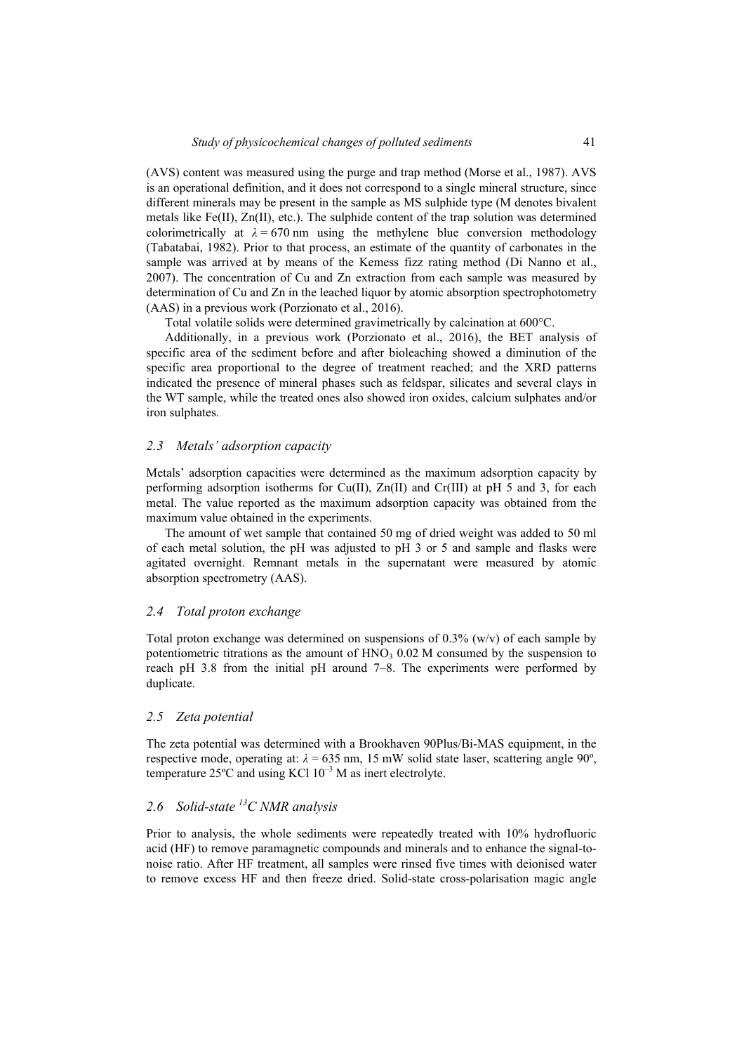(AVS) content was measured using the purge and trap method (Morse et al., 1987). AVS is an operational definition, and it does not correspond to a single mineral structure, since different minerals may be present in the sample as MS sulphide type (M denotes bivalent metals like Fe(II), Zn(II), etc.). The sulphide content of the trap solution was determined colorimetrically at $\lambda = 670$ nm using the methylene blue conversion methodology (Tabatabai, 1982). Prior to that process, an estimate of the quantity of carbonates in the sample was arrived at by means of the Kemess fizz rating method (Di Nanno et al., 2007). The concentration of Cu and Zn extraction from each sample was measured by determination of Cu and Zn in the leached liquor by atomic absorption spectrophotometry (AAS) in a previous work (Porzionato et al., 2016).

Total volatile solids were determined gravimetrically by calcination at 600°C.

Additionally, in a previous work (Porzionato et al., 2016), the BET analysis of specific area of the sediment before and after bioleaching showed a diminution of the specific area proportional to the degree of treatment reached; and the XRD patterns indicated the presence of mineral phases such as feldspar, silicates and several clays in the WT sample, while the treated ones also showed iron oxides, calcium sulphates and/or iron sulphates.

### *2.3 Metals' adsorption capacity*

Metals' adsorption capacities were determined as the maximum adsorption capacity by performing adsorption isotherms for Cu(II), Zn(II) and Cr(III) at pH 5 and 3, for each metal. The value reported as the maximum adsorption capacity was obtained from the maximum value obtained in the experiments.

The amount of wet sample that contained 50 mg of dried weight was added to 50 ml of each metal solution, the pH was adjusted to pH 3 or 5 and sample and flasks were agitated overnight. Remnant metals in the supernatant were measured by atomic absorption spectrometry (AAS).

### *2.4 Total proton exchange*

Total proton exchange was determined on suspensions of 0.3% (w/v) of each sample by potentiometric titrations as the amount of $HNO_3$ 0.02 M consumed by the suspension to reach pH 3.8 from the initial pH around 7–8. The experiments were performed by duplicate.

### *2.5 Zeta potential*

The zeta potential was determined with a Brookhaven 90Plus/Bi-MAS equipment, in the respective mode, operating at: $\lambda = 635$ nm, 15 mW solid state laser, scattering angle 90º, temperature 25ºC and using KCl $10^{-3}$ M as inert electrolyte.

### *2.6 Solid-state $^{13}C$ NMR analysis*

Prior to analysis, the whole sediments were repeatedly treated with 10% hydrofluoric acid (HF) to remove paramagnetic compounds and minerals and to enhance the signal-to-noise ratio. After HF treatment, all samples were rinsed five times with deionised water to remove excess HF and then freeze dried. Solid-state cross-polarisation magic angle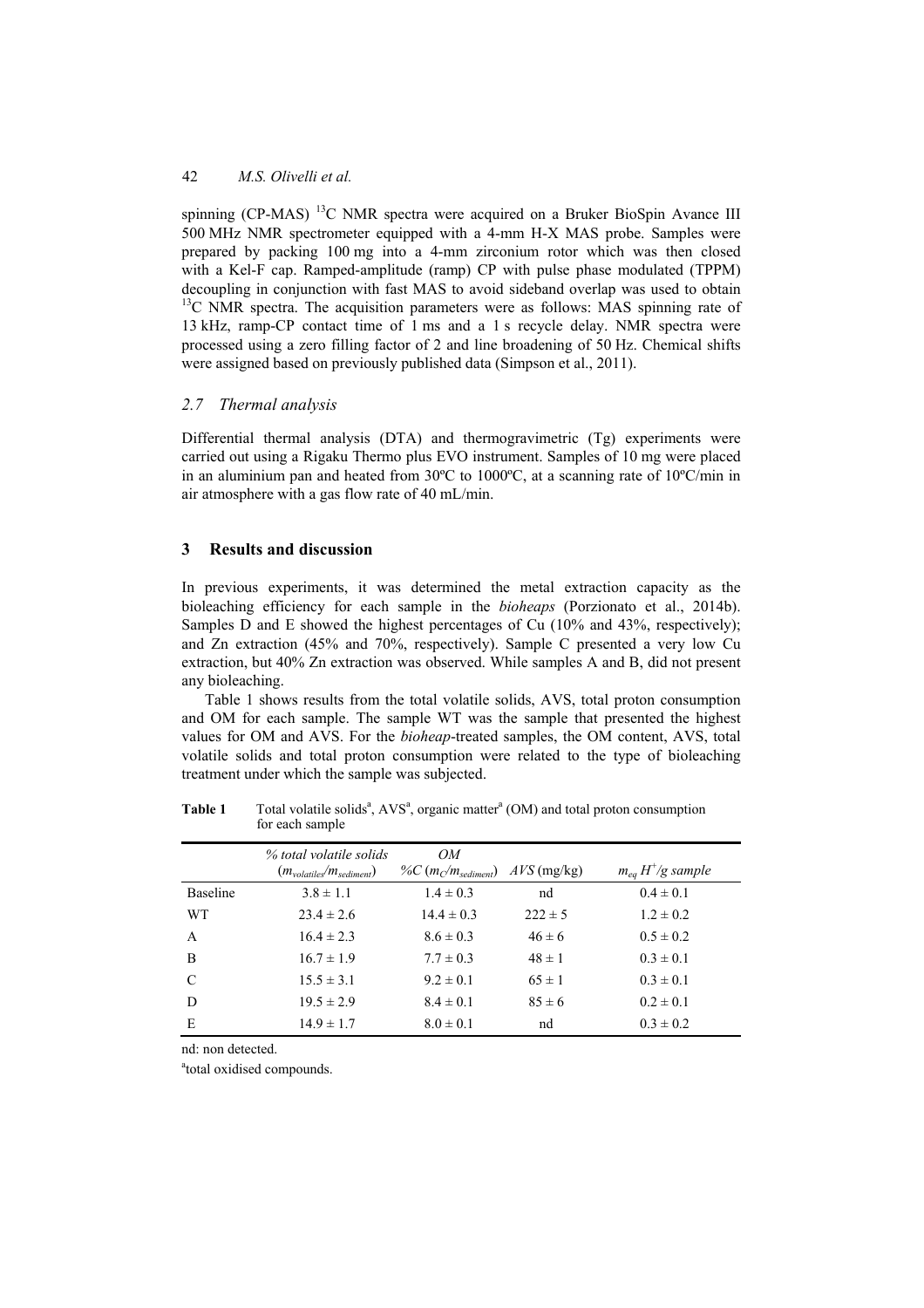spinning (CP-MAS) $^{13}C$ NMR spectra were acquired on a Bruker BioSpin Avance III 500 MHz NMR spectrometer equipped with a 4-mm H-X MAS probe. Samples were prepared by packing 100 mg into a 4-mm zirconium rotor which was then closed with a Kel-F cap. Ramped-amplitude (ramp) CP with pulse phase modulated (TPPM) decoupling in conjunction with fast MAS to avoid sideband overlap was used to obtain $^{13}C$ NMR spectra. The acquisition parameters were as follows: MAS spinning rate of 13 kHz, ramp-CP contact time of 1 ms and a 1 s recycle delay. NMR spectra were processed using a zero filling factor of 2 and line broadening of 50 Hz. Chemical shifts were assigned based on previously published data (Simpson et al., 2011).

### *2.7 Thermal analysis*

Differential thermal analysis (DTA) and thermogravimetric (Tg) experiments were carried out using a Rigaku Thermo plus EVO instrument. Samples of 10 mg were placed in an aluminium pan and heated from 30ºC to 1000ºC, at a scanning rate of 10ºC/min in air atmosphere with a gas flow rate of 40 mL/min.

## 3 Results and discussion

In previous experiments, it was determined the metal extraction capacity as the bioleaching efficiency for each sample in the *bioheaps* (Porzionato et al., 2014b). Samples D and E showed the highest percentages of Cu (10% and 43%, respectively); and Zn extraction (45% and 70%, respectively). Sample C presented a very low Cu extraction, but 40% Zn extraction was observed. While samples A and B, did not present any bioleaching.

Table 1 shows results from the total volatile solids, AVS, total proton consumption and OM for each sample. The sample WT was the sample that presented the highest values for OM and AVS. For the *bioheap*-treated samples, the OM content, AVS, total volatile solids and total proton consumption were related to the type of bioleaching treatment under which the sample was subjected.

**Table 1** Total volatile solids[a], AVS[a], organic matter[a] (OM) and total proton consumption for each sample

| | *% total volatile solids* ($m_{volatiles}/m_{sediment}$) | *OM* *%C* ($m_C/m_{sediment}$) | *AVS* (mg/kg) | $m_{eq}\ H^+/g$ *sample* |
|---|---|---|---|---|
| Baseline | 3.8 ± 1.1 | 1.4 ± 0.3 | nd | 0.4 ± 0.1 |
| WT | 23.4 ± 2.6 | 14.4 ± 0.3 | 222 ± 5 | 1.2 ± 0.2 |
| A | 16.4 ± 2.3 | 8.6 ± 0.3 | 46 ± 6 | 0.5 ± 0.2 |
| B | 16.7 ± 1.9 | 7.7 ± 0.3 | 48 ± 1 | 0.3 ± 0.1 |
| C | 15.5 ± 3.1 | 9.2 ± 0.1 | 65 ± 1 | 0.3 ± 0.1 |
| D | 19.5 ± 2.9 | 8.4 ± 0.1 | 85 ± 6 | 0.2 ± 0.1 |
| E | 14.9 ± 1.7 | 8.0 ± 0.1 | nd | 0.3 ± 0.2 |

nd: non detected.

[a]total oxidised compounds.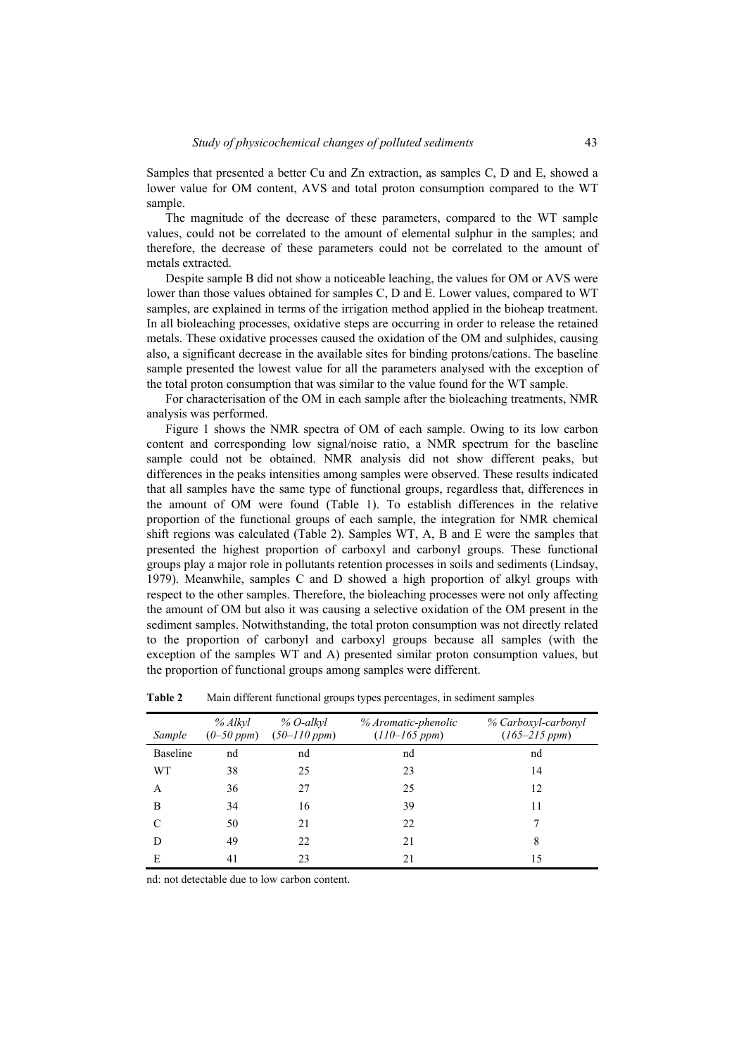Samples that presented a better Cu and Zn extraction, as samples C, D and E, showed a lower value for OM content, AVS and total proton consumption compared to the WT sample.

The magnitude of the decrease of these parameters, compared to the WT sample values, could not be correlated to the amount of elemental sulphur in the samples; and therefore, the decrease of these parameters could not be correlated to the amount of metals extracted.

Despite sample B did not show a noticeable leaching, the values for OM or AVS were lower than those values obtained for samples C, D and E. Lower values, compared to WT samples, are explained in terms of the irrigation method applied in the bioheap treatment. In all bioleaching processes, oxidative steps are occurring in order to release the retained metals. These oxidative processes caused the oxidation of the OM and sulphides, causing also, a significant decrease in the available sites for binding protons/cations. The baseline sample presented the lowest value for all the parameters analysed with the exception of the total proton consumption that was similar to the value found for the WT sample.

For characterisation of the OM in each sample after the bioleaching treatments, NMR analysis was performed.

Figure 1 shows the NMR spectra of OM of each sample. Owing to its low carbon content and corresponding low signal/noise ratio, a NMR spectrum for the baseline sample could not be obtained. NMR analysis did not show different peaks, but differences in the peaks intensities among samples were observed. These results indicated that all samples have the same type of functional groups, regardless that, differences in the amount of OM were found (Table 1). To establish differences in the relative proportion of the functional groups of each sample, the integration for NMR chemical shift regions was calculated (Table 2). Samples WT, A, B and E were the samples that presented the highest proportion of carboxyl and carbonyl groups. These functional groups play a major role in pollutants retention processes in soils and sediments (Lindsay, 1979). Meanwhile, samples C and D showed a high proportion of alkyl groups with respect to the other samples. Therefore, the bioleaching processes were not only affecting the amount of OM but also it was causing a selective oxidation of the OM present in the sediment samples. Notwithstanding, the total proton consumption was not directly related to the proportion of carbonyl and carboxyl groups because all samples (with the exception of the samples WT and A) presented similar proton consumption values, but the proportion of functional groups among samples were different.

**Table 2** Main different functional groups types percentages, in sediment samples

| *Sample* | *% Alkyl (0–50 ppm)* | *% O-alkyl (50–110 ppm)* | *% Aromatic-phenolic (110–165 ppm)* | *% Carboxyl-carbonyl (165–215 ppm)* |
|---|---|---|---|---|
| Baseline | nd | nd | nd | nd |
| WT | 38 | 25 | 23 | 14 |
| A | 36 | 27 | 25 | 12 |
| B | 34 | 16 | 39 | 11 |
| C | 50 | 21 | 22 | 7 |
| D | 49 | 22 | 21 | 8 |
| E | 41 | 23 | 21 | 15 |

nd: not detectable due to low carbon content.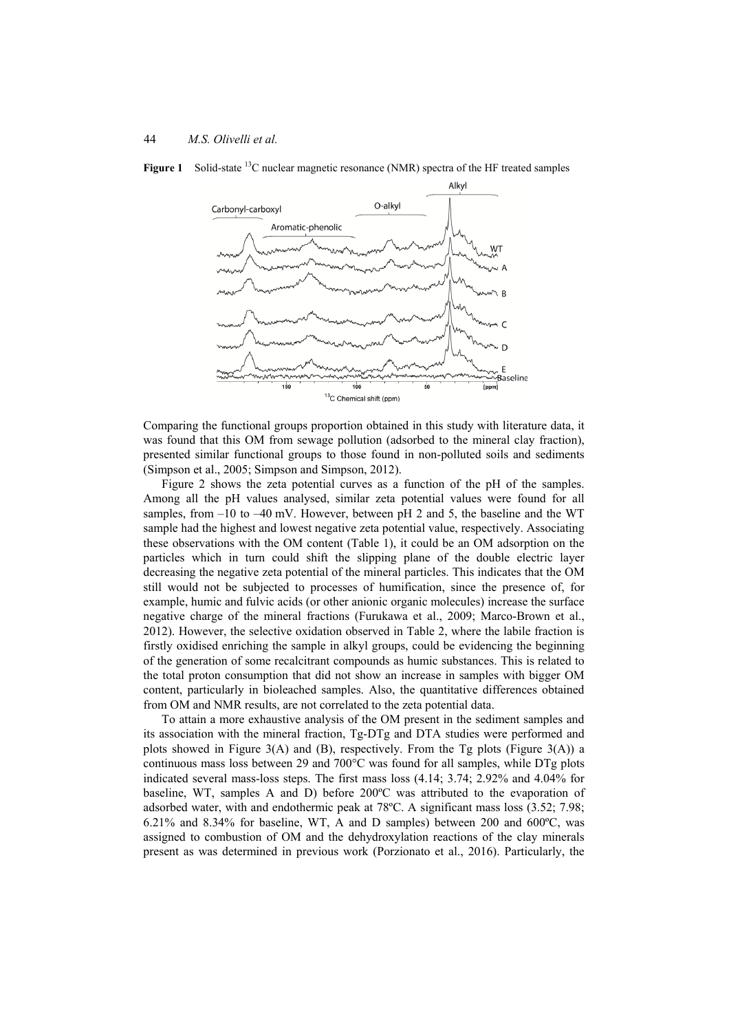**Figure 1** Solid-state $^{13}C$ nuclear magnetic resonance (NMR) spectra of the HF treated samples

Comparing the functional groups proportion obtained in this study with literature data, it was found that this OM from sewage pollution (adsorbed to the mineral clay fraction), presented similar functional groups to those found in non-polluted soils and sediments (Simpson et al., 2005; Simpson and Simpson, 2012).

Figure 2 shows the zeta potential curves as a function of the pH of the samples. Among all the pH values analysed, similar zeta potential values were found for all samples, from –10 to –40 mV. However, between pH 2 and 5, the baseline and the WT sample had the highest and lowest negative zeta potential value, respectively. Associating these observations with the OM content (Table 1), it could be an OM adsorption on the particles which in turn could shift the slipping plane of the double electric layer decreasing the negative zeta potential of the mineral particles. This indicates that the OM still would not be subjected to processes of humification, since the presence of, for example, humic and fulvic acids (or other anionic organic molecules) increase the surface negative charge of the mineral fractions (Furukawa et al., 2009; Marco-Brown et al., 2012). However, the selective oxidation observed in Table 2, where the labile fraction is firstly oxidised enriching the sample in alkyl groups, could be evidencing the beginning of the generation of some recalcitrant compounds as humic substances. This is related to the total proton consumption that did not show an increase in samples with bigger OM content, particularly in bioleached samples. Also, the quantitative differences obtained from OM and NMR results, are not correlated to the zeta potential data.

To attain a more exhaustive analysis of the OM present in the sediment samples and its association with the mineral fraction, Tg-DTg and DTA studies were performed and plots showed in Figure 3(A) and (B), respectively. From the Tg plots (Figure 3(A)) a continuous mass loss between 29 and 700°C was found for all samples, while DTg plots indicated several mass-loss steps. The first mass loss (4.14; 3.74; 2.92% and 4.04% for baseline, WT, samples A and D) before 200ºC was attributed to the evaporation of adsorbed water, with and endothermic peak at 78ºC. A significant mass loss (3.52; 7.98; 6.21% and 8.34% for baseline, WT, A and D samples) between 200 and 600ºC, was assigned to combustion of OM and the dehydroxylation reactions of the clay minerals present as was determined in previous work (Porzionato et al., 2016). Particularly, the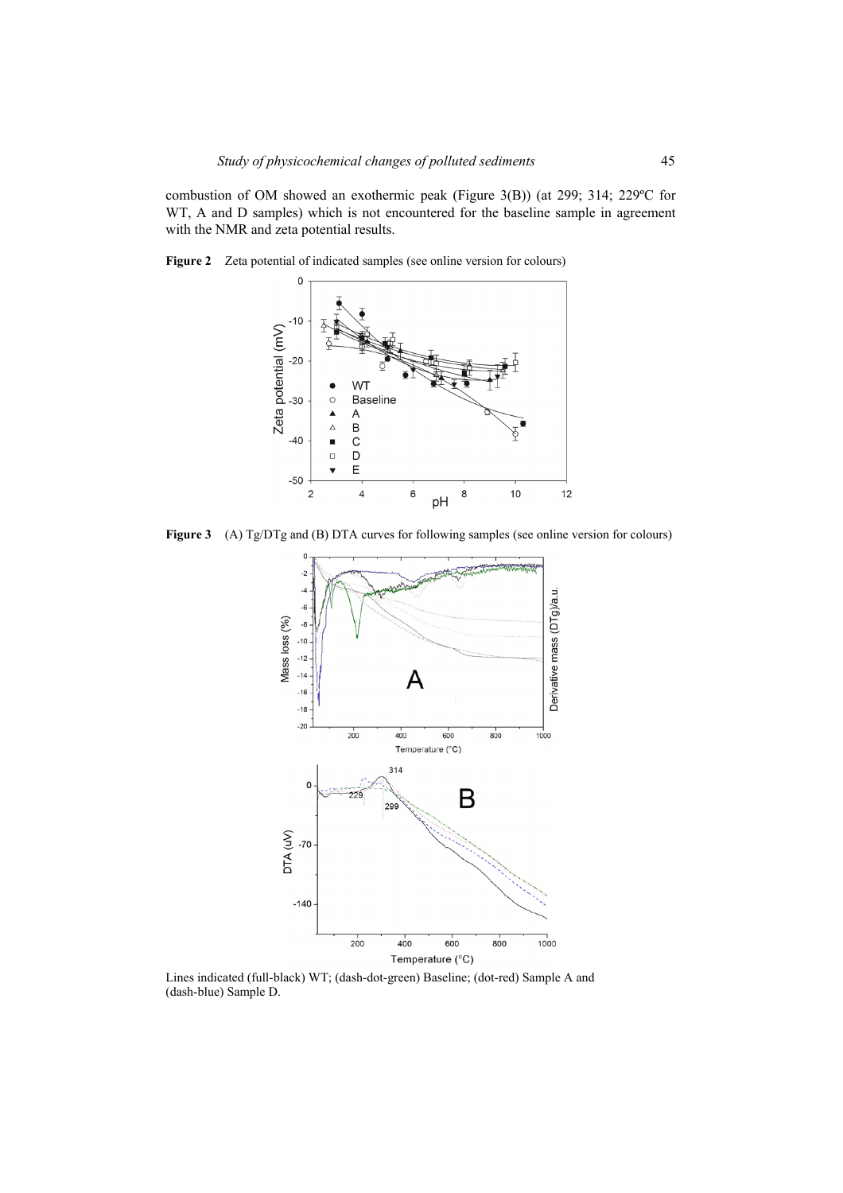combustion of OM showed an exothermic peak (Figure 3(B)) (at 299; 314; 229ºC for WT, A and D samples) which is not encountered for the baseline sample in agreement with the NMR and zeta potential results.

**Figure 2** Zeta potential of indicated samples (see online version for colours)

**Figure 3** (A) Tg/DTg and (B) DTA curves for following samples (see online version for colours)

Lines indicated (full-black) WT; (dash-dot-green) Baseline; (dot-red) Sample A and (dash-blue) Sample D.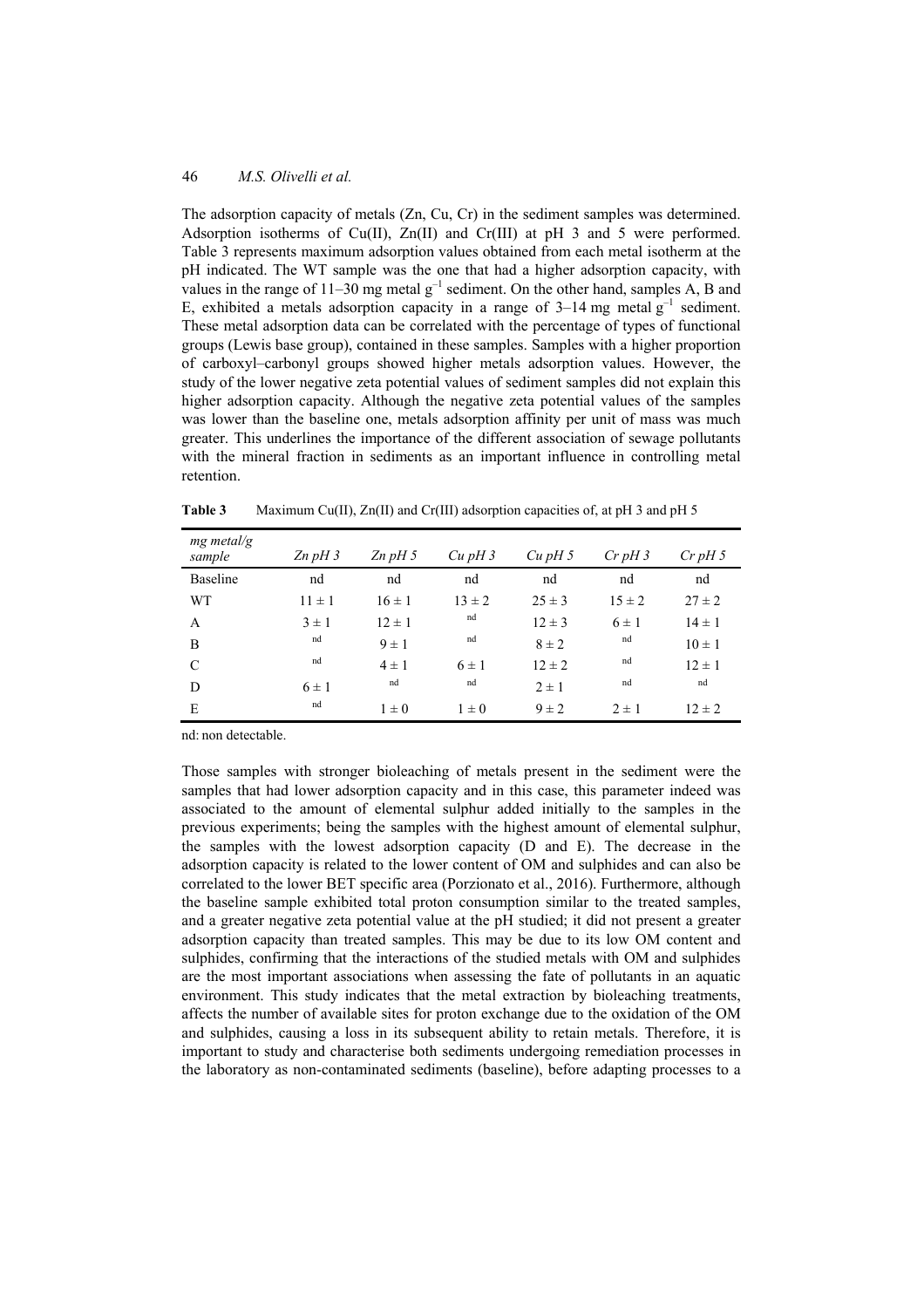The adsorption capacity of metals (Zn, Cu, Cr) in the sediment samples was determined. Adsorption isotherms of Cu(II), Zn(II) and Cr(III) at pH 3 and 5 were performed. Table 3 represents maximum adsorption values obtained from each metal isotherm at the pH indicated. The WT sample was the one that had a higher adsorption capacity, with values in the range of 11–30 mg metal $g^{-1}$ sediment. On the other hand, samples A, B and E, exhibited a metals adsorption capacity in a range of 3–14 mg metal $g^{-1}$ sediment. These metal adsorption data can be correlated with the percentage of types of functional groups (Lewis base group), contained in these samples. Samples with a higher proportion of carboxyl–carbonyl groups showed higher metals adsorption values. However, the study of the lower negative zeta potential values of sediment samples did not explain this higher adsorption capacity. Although the negative zeta potential values of the samples was lower than the baseline one, metals adsorption affinity per unit of mass was much greater. This underlines the importance of the different association of sewage pollutants with the mineral fraction in sediments as an important influence in controlling metal retention.

**Table 3** Maximum Cu(II), Zn(II) and Cr(III) adsorption capacities of, at pH 3 and pH 5

| *mg metal/g sample* | *Zn pH 3* | *Zn pH 5* | *Cu pH 3* | *Cu pH 5* | *Cr pH 3* | *Cr pH 5* |
|---|---|---|---|---|---|---|
| Baseline | nd | nd | nd | nd | nd | nd |
| WT | 11 ± 1 | 16 ± 1 | 13 ± 2 | 25 ± 3 | 15 ± 2 | 27 ± 2 |
| A | 3 ± 1 | 12 ± 1 | nd | 12 ± 3 | 6 ± 1 | 14 ± 1 |
| B | nd | 9 ± 1 | nd | 8 ± 2 | nd | 10 ± 1 |
| C | nd | 4 ± 1 | 6 ± 1 | 12 ± 2 | nd | 12 ± 1 |
| D | 6 ± 1 | nd | nd | 2 ± 1 | nd | nd |
| E | nd | 1 ± 0 | 1 ± 0 | 9 ± 2 | 2 ± 1 | 12 ± 2 |

nd: non detectable.

Those samples with stronger bioleaching of metals present in the sediment were the samples that had lower adsorption capacity and in this case, this parameter indeed was associated to the amount of elemental sulphur added initially to the samples in the previous experiments; being the samples with the highest amount of elemental sulphur, the samples with the lowest adsorption capacity (D and E). The decrease in the adsorption capacity is related to the lower content of OM and sulphides and can also be correlated to the lower BET specific area (Porzionato et al., 2016). Furthermore, although the baseline sample exhibited total proton consumption similar to the treated samples, and a greater negative zeta potential value at the pH studied; it did not present a greater adsorption capacity than treated samples. This may be due to its low OM content and sulphides, confirming that the interactions of the studied metals with OM and sulphides are the most important associations when assessing the fate of pollutants in an aquatic environment. This study indicates that the metal extraction by bioleaching treatments, affects the number of available sites for proton exchange due to the oxidation of the OM and sulphides, causing a loss in its subsequent ability to retain metals. Therefore, it is important to study and characterise both sediments undergoing remediation processes in the laboratory as non-contaminated sediments (baseline), before adapting processes to a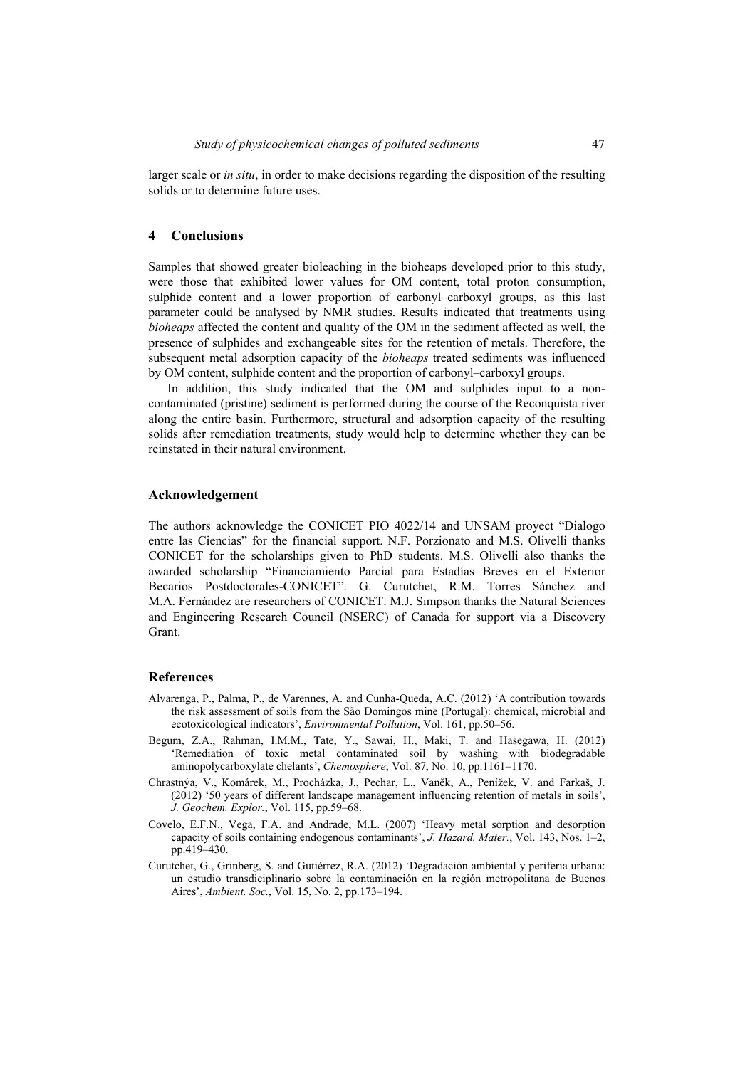larger scale or *in situ*, in order to make decisions regarding the disposition of the resulting solids or to determine future uses.

## 4 Conclusions

Samples that showed greater bioleaching in the bioheaps developed prior to this study, were those that exhibited lower values for OM content, total proton consumption, sulphide content and a lower proportion of carbonyl–carboxyl groups, as this last parameter could be analysed by NMR studies. Results indicated that treatments using *bioheaps* affected the content and quality of the OM in the sediment affected as well, the presence of sulphides and exchangeable sites for the retention of metals. Therefore, the subsequent metal adsorption capacity of the *bioheaps* treated sediments was influenced by OM content, sulphide content and the proportion of carbonyl–carboxyl groups.

In addition, this study indicated that the OM and sulphides input to a non-contaminated (pristine) sediment is performed during the course of the Reconquista river along the entire basin. Furthermore, structural and adsorption capacity of the resulting solids after remediation treatments, study would help to determine whether they can be reinstated in their natural environment.

## Acknowledgement

The authors acknowledge the CONICET PIO 4022/14 and UNSAM proyect "Dialogo entre las Ciencias" for the financial support. N.F. Porzionato and M.S. Olivelli thanks CONICET for the scholarships given to PhD students. M.S. Olivelli also thanks the awarded scholarship "Financiamiento Parcial para Estadías Breves en el Exterior Becarios Postdoctorales-CONICET". G. Curutchet, R.M. Torres Sánchez and M.A. Fernández are researchers of CONICET. M.J. Simpson thanks the Natural Sciences and Engineering Research Council (NSERC) of Canada for support via a Discovery Grant.

## References

Alvarenga, P., Palma, P., de Varennes, A. and Cunha-Queda, A.C. (2012) 'A contribution towards the risk assessment of soils from the São Domingos mine (Portugal): chemical, microbial and ecotoxicological indicators', *Environmental Pollution*, Vol. 161, pp.50–56.

Begum, Z.A., Rahman, I.M.M., Tate, Y., Sawai, H., Maki, T. and Hasegawa, H. (2012) 'Remediation of toxic metal contaminated soil by washing with biodegradable aminopolycarboxylate chelants', *Chemosphere*, Vol. 87, No. 10, pp.1161–1170.

Chrastnýa, V., Komárek, M., Procházka, J., Pechar, L., Vaněk, A., Penížek, V. and Farkaš, J. (2012) '50 years of different landscape management influencing retention of metals in soils', *J. Geochem. Explor.*, Vol. 115, pp.59–68.

Covelo, E.F.N., Vega, F.A. and Andrade, M.L. (2007) 'Heavy metal sorption and desorption capacity of soils containing endogenous contaminants', *J. Hazard. Mater.*, Vol. 143, Nos. 1–2, pp.419–430.

Curutchet, G., Grinberg, S. and Gutiérrez, R.A. (2012) 'Degradación ambiental y periferia urbana: un estudio transdiciplinario sobre la contaminación en la región metropolitana de Buenos Aires', *Ambient. Soc.*, Vol. 15, No. 2, pp.173–194.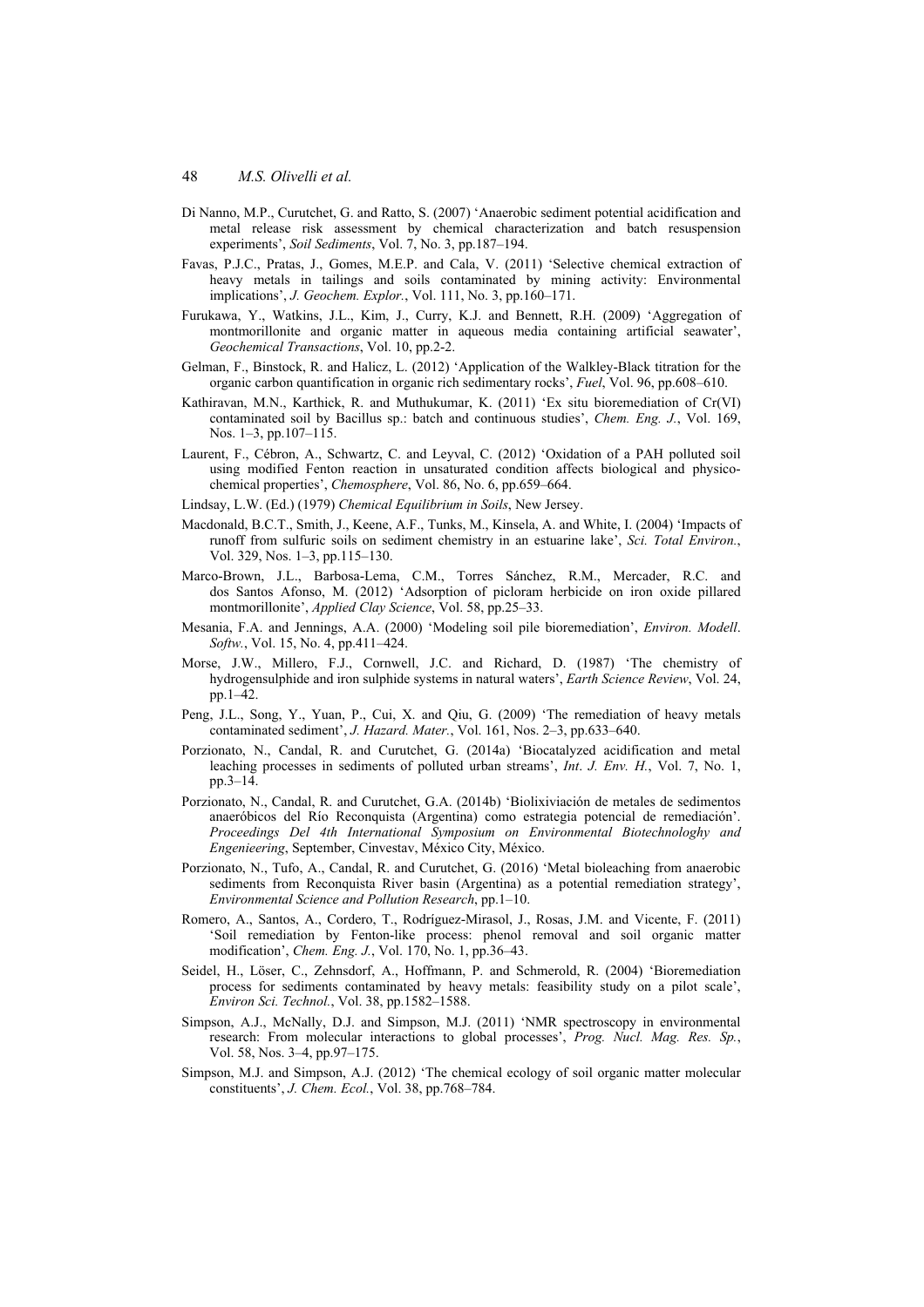Di Nanno, M.P., Curutchet, G. and Ratto, S. (2007) 'Anaerobic sediment potential acidification and metal release risk assessment by chemical characterization and batch resuspension experiments', *Soil Sediments*, Vol. 7, No. 3, pp.187–194.

Favas, P.J.C., Pratas, J., Gomes, M.E.P. and Cala, V. (2011) 'Selective chemical extraction of heavy metals in tailings and soils contaminated by mining activity: Environmental implications', *J. Geochem. Explor.*, Vol. 111, No. 3, pp.160–171.

Furukawa, Y., Watkins, J.L., Kim, J., Curry, K.J. and Bennett, R.H. (2009) 'Aggregation of montmorillonite and organic matter in aqueous media containing artificial seawater', *Geochemical Transactions*, Vol. 10, pp.2-2.

Gelman, F., Binstock, R. and Halicz, L. (2012) 'Application of the Walkley-Black titration for the organic carbon quantification in organic rich sedimentary rocks', *Fuel*, Vol. 96, pp.608–610.

Kathiravan, M.N., Karthick, R. and Muthukumar, K. (2011) 'Ex situ bioremediation of Cr(VI) contaminated soil by Bacillus sp.: batch and continuous studies', *Chem. Eng. J.*, Vol. 169, Nos. 1–3, pp.107–115.

Laurent, F., Cébron, A., Schwartz, C. and Leyval, C. (2012) 'Oxidation of a PAH polluted soil using modified Fenton reaction in unsaturated condition affects biological and physico-chemical properties', *Chemosphere*, Vol. 86, No. 6, pp.659–664.

Lindsay, L.W. (Ed.) (1979) *Chemical Equilibrium in Soils*, New Jersey.

Macdonald, B.C.T., Smith, J., Keene, A.F., Tunks, M., Kinsela, A. and White, I. (2004) 'Impacts of runoff from sulfuric soils on sediment chemistry in an estuarine lake', *Sci. Total Environ.*, Vol. 329, Nos. 1–3, pp.115–130.

Marco-Brown, J.L., Barbosa-Lema, C.M., Torres Sánchez, R.M., Mercader, R.C. and dos Santos Afonso, M. (2012) 'Adsorption of picloram herbicide on iron oxide pillared montmorillonite', *Applied Clay Science*, Vol. 58, pp.25–33.

Mesania, F.A. and Jennings, A.A. (2000) 'Modeling soil pile bioremediation', *Environ. Modell. Softw.*, Vol. 15, No. 4, pp.411–424.

Morse, J.W., Millero, F.J., Cornwell, J.C. and Richard, D. (1987) 'The chemistry of hydrogensulphide and iron sulphide systems in natural waters', *Earth Science Review*, Vol. 24, pp.1–42.

Peng, J.L., Song, Y., Yuan, P., Cui, X. and Qiu, G. (2009) 'The remediation of heavy metals contaminated sediment', *J. Hazard. Mater.*, Vol. 161, Nos. 2–3, pp.633–640.

Porzionato, N., Candal, R. and Curutchet, G. (2014a) 'Biocatalyzed acidification and metal leaching processes in sediments of polluted urban streams', *Int. J. Env. H.*, Vol. 7, No. 1, pp.3–14.

Porzionato, N., Candal, R. and Curutchet, G.A. (2014b) 'Biolixiviación de metales de sedimentos anaeróbicos del Río Reconquista (Argentina) como estrategia potencial de remediación'. *Proceedings Del 4th International Symposium on Environmental Biotechnologhy and Engenieering*, September, Cinvestav, México City, México.

Porzionato, N., Tufo, A., Candal, R. and Curutchet, G. (2016) 'Metal bioleaching from anaerobic sediments from Reconquista River basin (Argentina) as a potential remediation strategy', *Environmental Science and Pollution Research*, pp.1–10.

Romero, A., Santos, A., Cordero, T., Rodríguez-Mirasol, J., Rosas, J.M. and Vicente, F. (2011) 'Soil remediation by Fenton-like process: phenol removal and soil organic matter modification', *Chem. Eng. J.*, Vol. 170, No. 1, pp.36–43.

Seidel, H., Löser, C., Zehnsdorf, A., Hoffmann, P. and Schmerold, R. (2004) 'Bioremediation process for sediments contaminated by heavy metals: feasibility study on a pilot scale', *Environ Sci. Technol.*, Vol. 38, pp.1582–1588.

Simpson, A.J., McNally, D.J. and Simpson, M.J. (2011) 'NMR spectroscopy in environmental research: From molecular interactions to global processes', *Prog. Nucl. Mag. Res. Sp.*, Vol. 58, Nos. 3–4, pp.97–175.

Simpson, M.J. and Simpson, A.J. (2012) 'The chemical ecology of soil organic matter molecular constituents', *J. Chem. Ecol.*, Vol. 38, pp.768–784.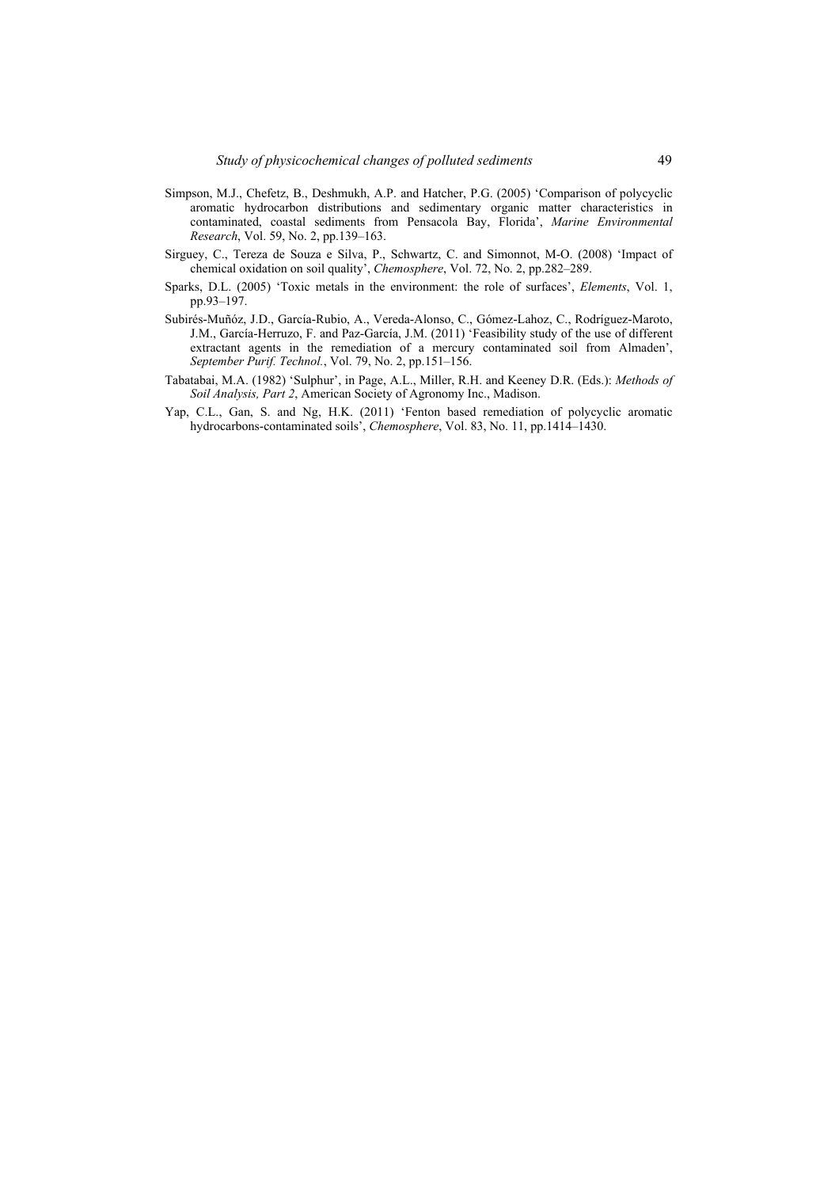Simpson, M.J., Chefetz, B., Deshmukh, A.P. and Hatcher, P.G. (2005) 'Comparison of polycyclic aromatic hydrocarbon distributions and sedimentary organic matter characteristics in contaminated, coastal sediments from Pensacola Bay, Florida', *Marine Environmental Research*, Vol. 59, No. 2, pp.139–163.

Sirguey, C., Tereza de Souza e Silva, P., Schwartz, C. and Simonnot, M-O. (2008) 'Impact of chemical oxidation on soil quality', *Chemosphere*, Vol. 72, No. 2, pp.282–289.

Sparks, D.L. (2005) 'Toxic metals in the environment: the role of surfaces', *Elements*, Vol. 1, pp.93–197.

Subirés-Muñóz, J.D., García-Rubio, A., Vereda-Alonso, C., Gómez-Lahoz, C., Rodríguez-Maroto, J.M., García-Herruzo, F. and Paz-García, J.M. (2011) 'Feasibility study of the use of different extractant agents in the remediation of a mercury contaminated soil from Almaden', *September Purif. Technol.*, Vol. 79, No. 2, pp.151–156.

Tabatabai, M.A. (1982) 'Sulphur', in Page, A.L., Miller, R.H. and Keeney D.R. (Eds.): *Methods of Soil Analysis, Part 2*, American Society of Agronomy Inc., Madison.

Yap, C.L., Gan, S. and Ng, H.K. (2011) 'Fenton based remediation of polycyclic aromatic hydrocarbons-contaminated soils', *Chemosphere*, Vol. 83, No. 11, pp.1414–1430.